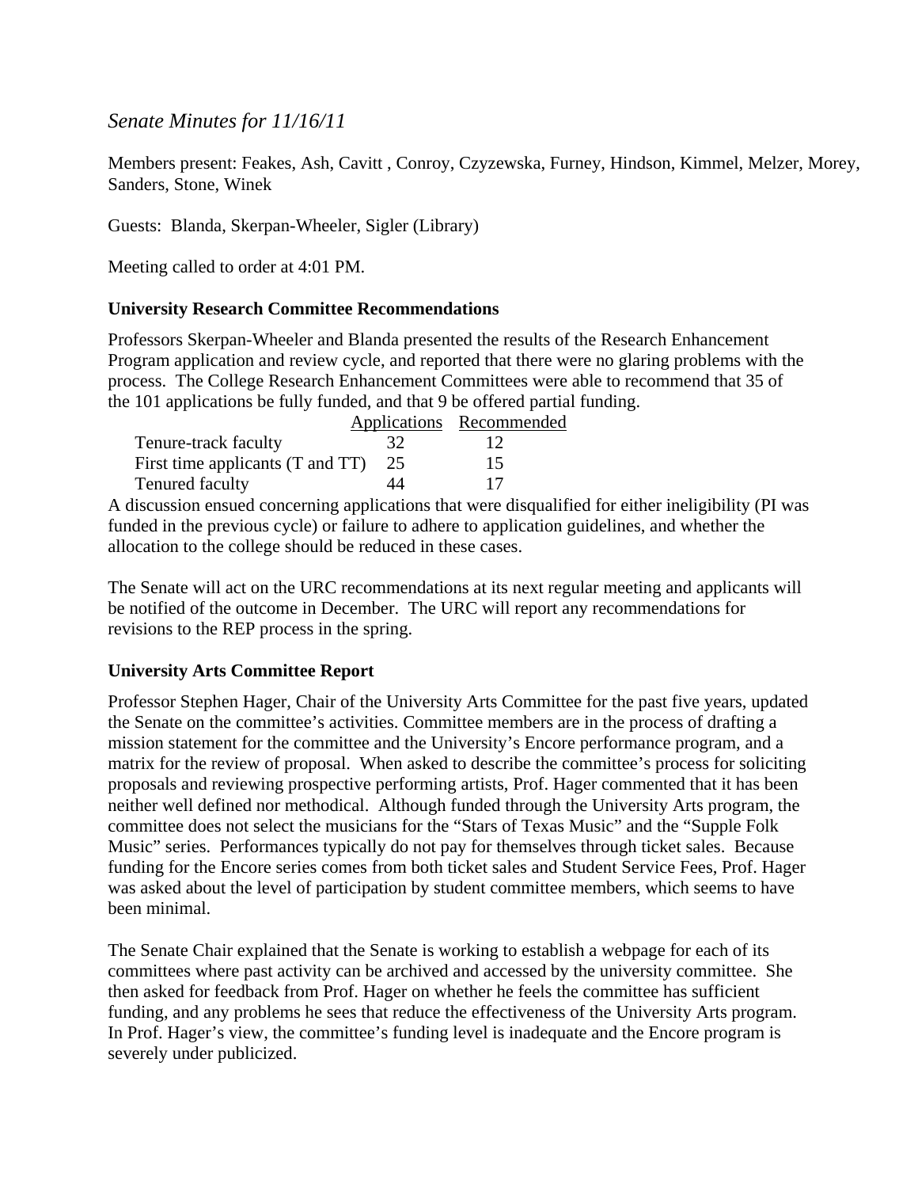*Senate Minutes for 11/16/11*

Members present: Feakes, Ash, Cavitt , Conroy, Czyzewska, Furney, Hindson, Kimmel, Melzer, Morey, Sanders, Stone, Winek

Guests: Blanda, Skerpan-Wheeler, Sigler (Library)

Meeting called to order at 4:01 PM.

**University Research Committee Recommendations**

Professors Skerpan-Wheeler and Blanda presented the results of the Research Enhancement Program application and review cycle, and reported that there were no glaring problems with the process. The College Research Enhancement Committees were able to recommend that 35 of the 101 applications be fully funded, and that 9 be offered partial funding.

| | Applications | Recommended |
|---|---|---|
| Tenure-track faculty | 32 | 12 |
| First time applicants (T and TT) | 25 | 15 |
| Tenured faculty | 44 | 17 |

A discussion ensued concerning applications that were disqualified for either ineligibility (PI was funded in the previous cycle) or failure to adhere to application guidelines, and whether the allocation to the college should be reduced in these cases.

The Senate will act on the URC recommendations at its next regular meeting and applicants will be notified of the outcome in December. The URC will report any recommendations for revisions to the REP process in the spring.

**University Arts Committee Report**

Professor Stephen Hager, Chair of the University Arts Committee for the past five years, updated the Senate on the committee's activities. Committee members are in the process of drafting a mission statement for the committee and the University's Encore performance program, and a matrix for the review of proposal. When asked to describe the committee's process for soliciting proposals and reviewing prospective performing artists, Prof. Hager commented that it has been neither well defined nor methodical. Although funded through the University Arts program, the committee does not select the musicians for the "Stars of Texas Music" and the "Supple Folk Music" series. Performances typically do not pay for themselves through ticket sales. Because funding for the Encore series comes from both ticket sales and Student Service Fees, Prof. Hager was asked about the level of participation by student committee members, which seems to have been minimal.

The Senate Chair explained that the Senate is working to establish a webpage for each of its committees where past activity can be archived and accessed by the university committee. She then asked for feedback from Prof. Hager on whether he feels the committee has sufficient funding, and any problems he sees that reduce the effectiveness of the University Arts program. In Prof. Hager's view, the committee's funding level is inadequate and the Encore program is severely under publicized.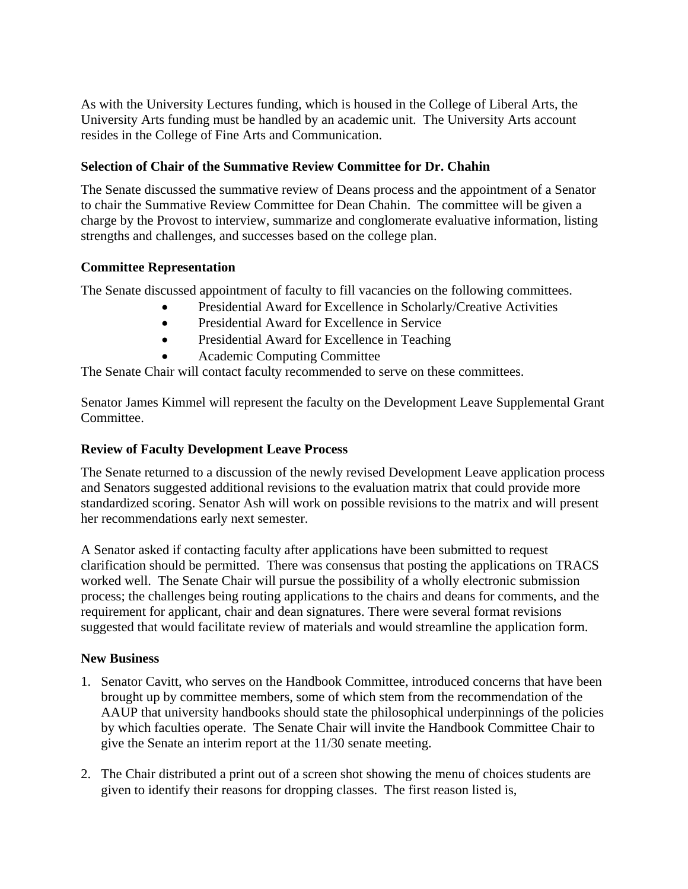As with the University Lectures funding, which is housed in the College of Liberal Arts, the University Arts funding must be handled by an academic unit. The University Arts account resides in the College of Fine Arts and Communication.

**Selection of Chair of the Summative Review Committee for Dr. Chahin**

The Senate discussed the summative review of Deans process and the appointment of a Senator to chair the Summative Review Committee for Dean Chahin. The committee will be given a charge by the Provost to interview, summarize and conglomerate evaluative information, listing strengths and challenges, and successes based on the college plan.

**Committee Representation**

The Senate discussed appointment of faculty to fill vacancies on the following committees.

- Presidential Award for Excellence in Scholarly/Creative Activities
- Presidential Award for Excellence in Service
- Presidential Award for Excellence in Teaching
- Academic Computing Committee

The Senate Chair will contact faculty recommended to serve on these committees.

Senator James Kimmel will represent the faculty on the Development Leave Supplemental Grant Committee.

**Review of Faculty Development Leave Process**

The Senate returned to a discussion of the newly revised Development Leave application process and Senators suggested additional revisions to the evaluation matrix that could provide more standardized scoring. Senator Ash will work on possible revisions to the matrix and will present her recommendations early next semester.

A Senator asked if contacting faculty after applications have been submitted to request clarification should be permitted. There was consensus that posting the applications on TRACS worked well. The Senate Chair will pursue the possibility of a wholly electronic submission process; the challenges being routing applications to the chairs and deans for comments, and the requirement for applicant, chair and dean signatures. There were several format revisions suggested that would facilitate review of materials and would streamline the application form.

**New Business**

1. Senator Cavitt, who serves on the Handbook Committee, introduced concerns that have been brought up by committee members, some of which stem from the recommendation of the AAUP that university handbooks should state the philosophical underpinnings of the policies by which faculties operate. The Senate Chair will invite the Handbook Committee Chair to give the Senate an interim report at the 11/30 senate meeting.

2. The Chair distributed a print out of a screen shot showing the menu of choices students are given to identify their reasons for dropping classes. The first reason listed is,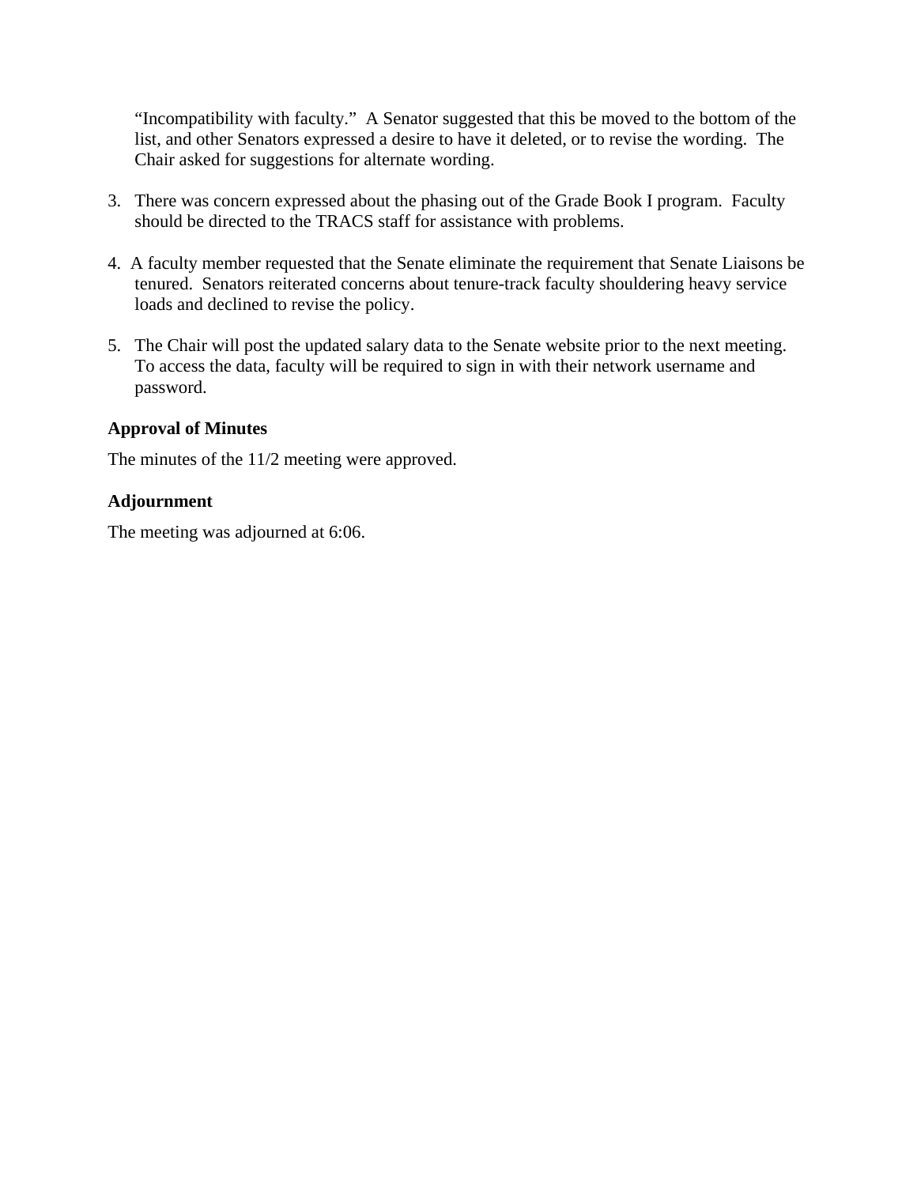"Incompatibility with faculty." A Senator suggested that this be moved to the bottom of the list, and other Senators expressed a desire to have it deleted, or to revise the wording. The Chair asked for suggestions for alternate wording.

3. There was concern expressed about the phasing out of the Grade Book I program. Faculty should be directed to the TRACS staff for assistance with problems.

4. A faculty member requested that the Senate eliminate the requirement that Senate Liaisons be tenured. Senators reiterated concerns about tenure-track faculty shouldering heavy service loads and declined to revise the policy.

5. The Chair will post the updated salary data to the Senate website prior to the next meeting. To access the data, faculty will be required to sign in with their network username and password.

**Approval of Minutes**

The minutes of the 11/2 meeting were approved.

**Adjournment**

The meeting was adjourned at 6:06.